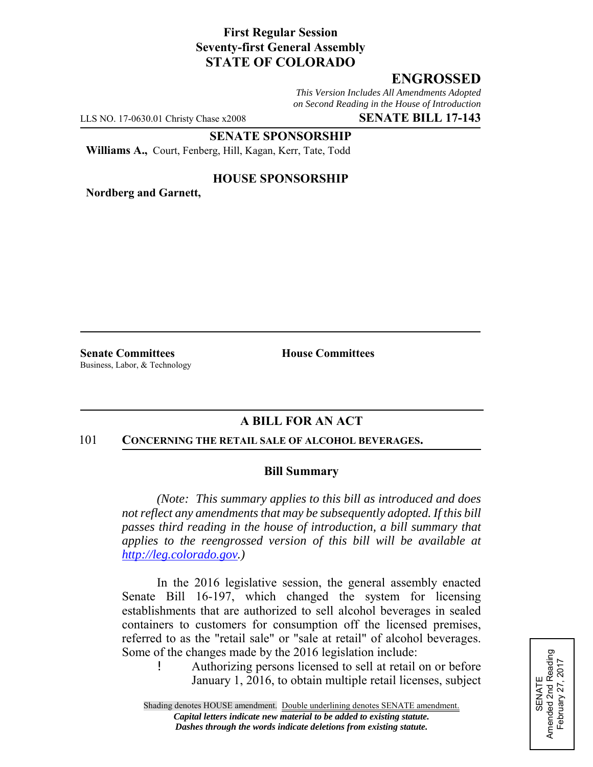**First Regular Session**
**Seventy-first General Assembly**
**STATE OF COLORADO**

# ENGROSSED

*This Version Includes All Amendments Adopted on Second Reading in the House of Introduction*

LLS NO. 17-0630.01 Christy Chase x2008 **SENATE BILL 17-143**

**SENATE SPONSORSHIP**

**Williams A.,** Court, Fenberg, Hill, Kagan, Kerr, Tate, Todd

**HOUSE SPONSORSHIP**

**Nordberg and Garnett,**

**Senate Committees**
Business, Labor, & Technology

**House Committees**

## A BILL FOR AN ACT

101 **CONCERNING THE RETAIL SALE OF ALCOHOL BEVERAGES.**

### Bill Summary

*(Note: This summary applies to this bill as introduced and does not reflect any amendments that may be subsequently adopted. If this bill passes third reading in the house of introduction, a bill summary that applies to the reengrossed version of this bill will be available at http://leg.colorado.gov.)*

In the 2016 legislative session, the general assembly enacted Senate Bill 16-197, which changed the system for licensing establishments that are authorized to sell alcohol beverages in sealed containers to customers for consumption off the licensed premises, referred to as the "retail sale" or "sale at retail" of alcohol beverages. Some of the changes made by the 2016 legislation include:

- Authorizing persons licensed to sell at retail on or before January 1, 2016, to obtain multiple retail licenses, subject

SENATE
Amended 2nd Reading
February 27, 2017

Shading denotes HOUSE amendment. Double underlining denotes SENATE amendment.
*Capital letters indicate new material to be added to existing statute.*
*Dashes through the words indicate deletions from existing statute.*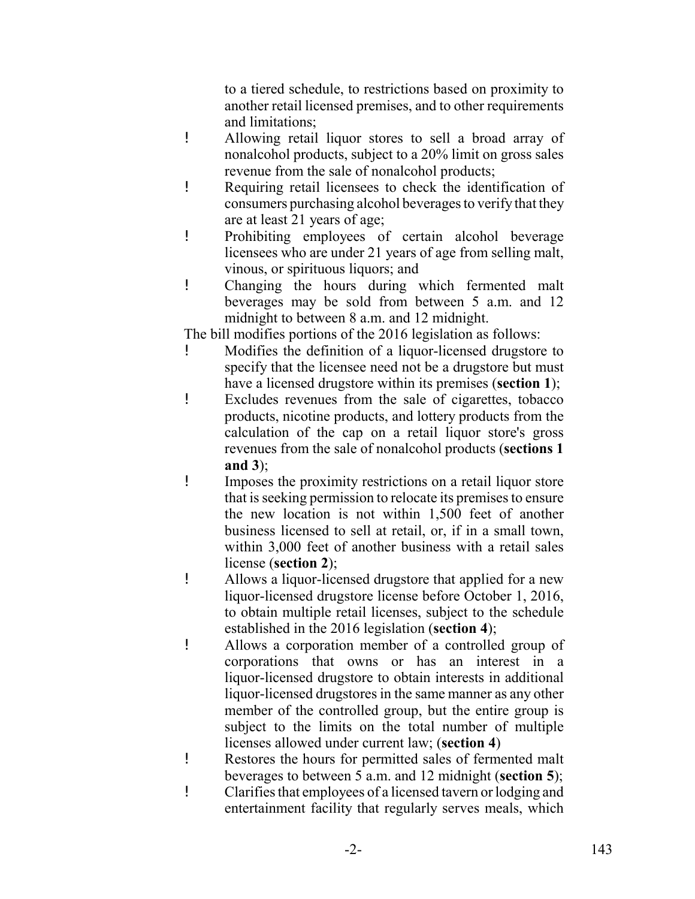to a tiered schedule, to restrictions based on proximity to another retail licensed premises, and to other requirements and limitations;

- Allowing retail liquor stores to sell a broad array of nonalcohol products, subject to a 20% limit on gross sales revenue from the sale of nonalcohol products;
- Requiring retail licensees to check the identification of consumers purchasing alcohol beverages to verify that they are at least 21 years of age;
- Prohibiting employees of certain alcohol beverage licensees who are under 21 years of age from selling malt, vinous, or spirituous liquors; and
- Changing the hours during which fermented malt beverages may be sold from between 5 a.m. and 12 midnight to between 8 a.m. and 12 midnight.

The bill modifies portions of the 2016 legislation as follows:

- Modifies the definition of a liquor-licensed drugstore to specify that the licensee need not be a drugstore but must have a licensed drugstore within its premises (**section 1**);
- Excludes revenues from the sale of cigarettes, tobacco products, nicotine products, and lottery products from the calculation of the cap on a retail liquor store's gross revenues from the sale of nonalcohol products (**sections 1 and 3**);
- Imposes the proximity restrictions on a retail liquor store that is seeking permission to relocate its premises to ensure the new location is not within 1,500 feet of another business licensed to sell at retail, or, if in a small town, within 3,000 feet of another business with a retail sales license (**section 2**);
- Allows a liquor-licensed drugstore that applied for a new liquor-licensed drugstore license before October 1, 2016, to obtain multiple retail licenses, subject to the schedule established in the 2016 legislation (**section 4**);
- Allows a corporation member of a controlled group of corporations that owns or has an interest in a liquor-licensed drugstore to obtain interests in additional liquor-licensed drugstores in the same manner as any other member of the controlled group, but the entire group is subject to the limits on the total number of multiple licenses allowed under current law; (**section 4**)
- Restores the hours for permitted sales of fermented malt beverages to between 5 a.m. and 12 midnight (**section 5**);
- Clarifies that employees of a licensed tavern or lodging and entertainment facility that regularly serves meals, which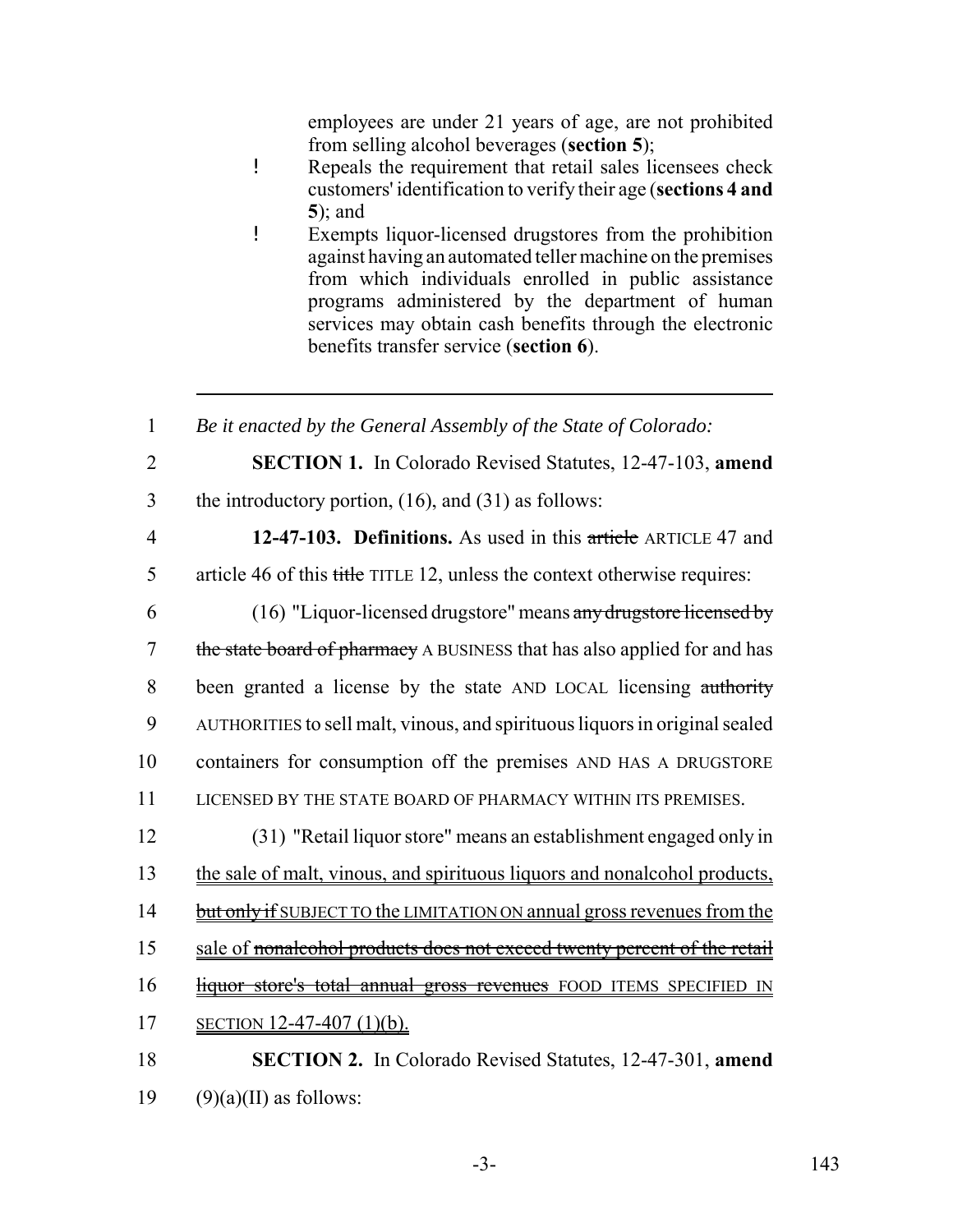employees are under 21 years of age, are not prohibited from selling alcohol beverages (**section 5**);

- Repeals the requirement that retail sales licensees check customers' identification to verify their age (**sections 4 and 5**); and
- Exempts liquor-licensed drugstores from the prohibition against having an automated teller machine on the premises from which individuals enrolled in public assistance programs administered by the department of human services may obtain cash benefits through the electronic benefits transfer service (**section 6**).

---

1 *Be it enacted by the General Assembly of the State of Colorado:*

2 **SECTION 1.** In Colorado Revised Statutes, 12-47-103, **amend**
3 the introductory portion, (16), and (31) as follows:

4 **12-47-103. Definitions.** As used in this ~~article~~ ARTICLE 47 and
5 article 46 of this ~~title~~ TITLE 12, unless the context otherwise requires:

6 (16) "Liquor-licensed drugstore" means ~~any drugstore licensed by~~
7 ~~the state board of pharmacy~~ A BUSINESS that has also applied for and has
8 been granted a license by the state AND LOCAL licensing ~~authority~~
9 AUTHORITIES to sell malt, vinous, and spirituous liquors in original sealed
10 containers for consumption off the premises AND HAS A DRUGSTORE
11 LICENSED BY THE STATE BOARD OF PHARMACY WITHIN ITS PREMISES.

12 (31) "Retail liquor store" means an establishment engaged only in
13 the sale of malt, vinous, and spirituous liquors and nonalcohol products,
14 ~~but only if~~ SUBJECT TO the LIMITATION ON annual gross revenues from the
15 sale of ~~nonalcohol products does not exceed twenty percent of the retail~~
16 ~~liquor store's total annual gross revenues~~ FOOD ITEMS SPECIFIED IN
17 SECTION 12-47-407 (1)(b).

18 **SECTION 2.** In Colorado Revised Statutes, 12-47-301, **amend**
19 (9)(a)(II) as follows: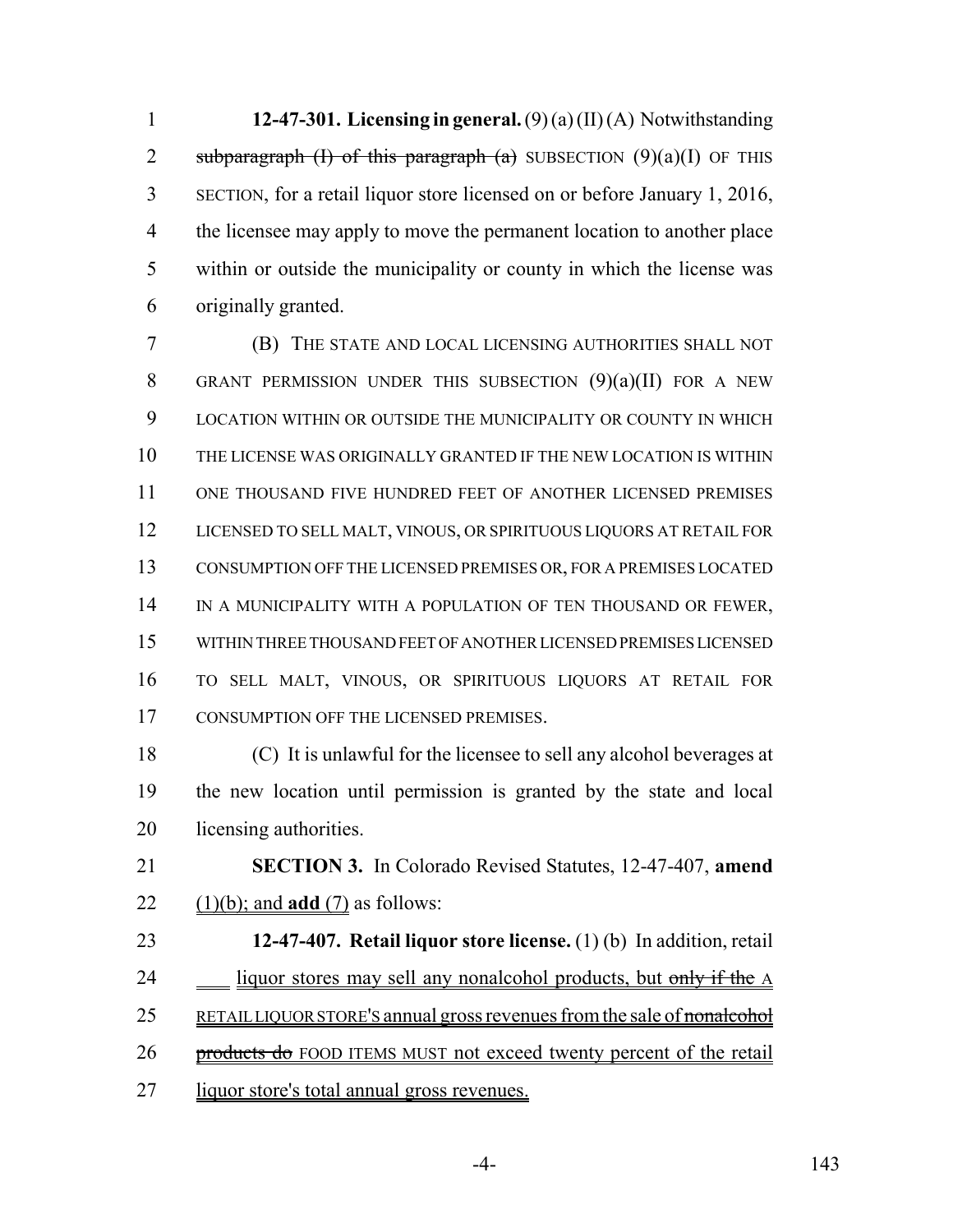**12-47-301. Licensing in general.** (9) (a) (II) (A) Notwithstanding ~~subparagraph (I) of this paragraph (a)~~ SUBSECTION (9)(a)(I) OF THIS SECTION, for a retail liquor store licensed on or before January 1, 2016, the licensee may apply to move the permanent location to another place within or outside the municipality or county in which the license was originally granted.

(B) THE STATE AND LOCAL LICENSING AUTHORITIES SHALL NOT GRANT PERMISSION UNDER THIS SUBSECTION (9)(a)(II) FOR A NEW LOCATION WITHIN OR OUTSIDE THE MUNICIPALITY OR COUNTY IN WHICH THE LICENSE WAS ORIGINALLY GRANTED IF THE NEW LOCATION IS WITHIN ONE THOUSAND FIVE HUNDRED FEET OF ANOTHER LICENSED PREMISES LICENSED TO SELL MALT, VINOUS, OR SPIRITUOUS LIQUORS AT RETAIL FOR CONSUMPTION OFF THE LICENSED PREMISES OR, FOR A PREMISES LOCATED IN A MUNICIPALITY WITH A POPULATION OF TEN THOUSAND OR FEWER, WITHIN THREE THOUSAND FEET OF ANOTHER LICENSED PREMISES LICENSED TO SELL MALT, VINOUS, OR SPIRITUOUS LIQUORS AT RETAIL FOR CONSUMPTION OFF THE LICENSED PREMISES.

(C) It is unlawful for the licensee to sell any alcohol beverages at the new location until permission is granted by the state and local licensing authorities.

**SECTION 3.** In Colorado Revised Statutes, 12-47-407, **amend** (1)(b); and **add** (7) as follows:

**12-47-407. Retail liquor store license.** (1) (b) In addition, retail liquor stores may sell any nonalcohol products, but ~~only if the~~ A RETAIL LIQUOR STORE'S annual gross revenues from the sale of ~~nonalcohol products do~~ FOOD ITEMS MUST not exceed twenty percent of the retail liquor store's total annual gross revenues.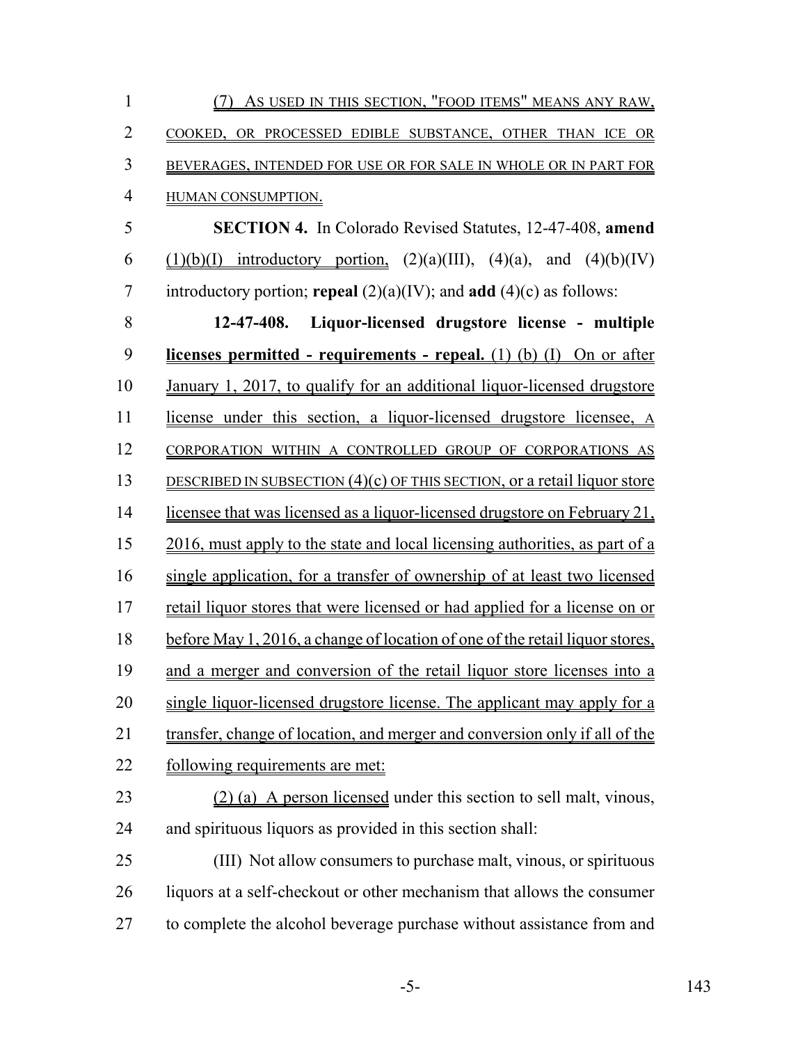(7) AS USED IN THIS SECTION, "FOOD ITEMS" MEANS ANY RAW, COOKED, OR PROCESSED EDIBLE SUBSTANCE, OTHER THAN ICE OR BEVERAGES, INTENDED FOR USE OR FOR SALE IN WHOLE OR IN PART FOR HUMAN CONSUMPTION.

**SECTION 4.** In Colorado Revised Statutes, 12-47-408, **amend** (1)(b)(I) introductory portion, (2)(a)(III), (4)(a), and (4)(b)(IV) introductory portion; **repeal** (2)(a)(IV); and **add** (4)(c) as follows:

**12-47-408. Liquor-licensed drugstore license - multiple licenses permitted - requirements - repeal.** (1) (b) (I) On or after January 1, 2017, to qualify for an additional liquor-licensed drugstore license under this section, a liquor-licensed drugstore licensee, A CORPORATION WITHIN A CONTROLLED GROUP OF CORPORATIONS AS DESCRIBED IN SUBSECTION (4)(c) OF THIS SECTION, or a retail liquor store licensee that was licensed as a liquor-licensed drugstore on February 21, 2016, must apply to the state and local licensing authorities, as part of a single application, for a transfer of ownership of at least two licensed retail liquor stores that were licensed or had applied for a license on or before May 1, 2016, a change of location of one of the retail liquor stores, and a merger and conversion of the retail liquor store licenses into a single liquor-licensed drugstore license. The applicant may apply for a transfer, change of location, and merger and conversion only if all of the following requirements are met:

(2) (a) A person licensed under this section to sell malt, vinous, and spirituous liquors as provided in this section shall:

(III) Not allow consumers to purchase malt, vinous, or spirituous liquors at a self-checkout or other mechanism that allows the consumer to complete the alcohol beverage purchase without assistance from and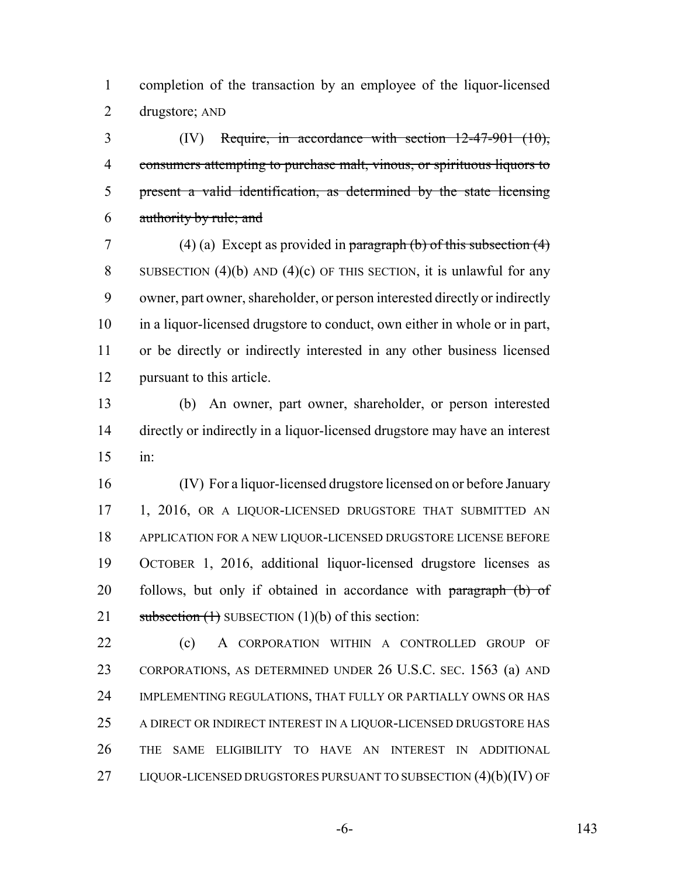completion of the transaction by an employee of the liquor-licensed drugstore; AND

(IV) ~~Require, in accordance with section 12-47-901 (10), consumers attempting to purchase malt, vinous, or spirituous liquors to present a valid identification, as determined by the state licensing authority by rule; and~~

(4) (a) Except as provided in ~~paragraph (b) of this subsection (4)~~ SUBSECTION (4)(b) AND (4)(c) OF THIS SECTION, it is unlawful for any owner, part owner, shareholder, or person interested directly or indirectly in a liquor-licensed drugstore to conduct, own either in whole or in part, or be directly or indirectly interested in any other business licensed pursuant to this article.

(b) An owner, part owner, shareholder, or person interested directly or indirectly in a liquor-licensed drugstore may have an interest in:

(IV) For a liquor-licensed drugstore licensed on or before January 1, 2016, OR A LIQUOR-LICENSED DRUGSTORE THAT SUBMITTED AN APPLICATION FOR A NEW LIQUOR-LICENSED DRUGSTORE LICENSE BEFORE OCTOBER 1, 2016, additional liquor-licensed drugstore licenses as follows, but only if obtained in accordance with ~~paragraph (b) of subsection (1)~~ SUBSECTION (1)(b) of this section:

(c) A CORPORATION WITHIN A CONTROLLED GROUP OF CORPORATIONS, AS DETERMINED UNDER 26 U.S.C. SEC. 1563 (a) AND IMPLEMENTING REGULATIONS, THAT FULLY OR PARTIALLY OWNS OR HAS A DIRECT OR INDIRECT INTEREST IN A LIQUOR-LICENSED DRUGSTORE HAS THE SAME ELIGIBILITY TO HAVE AN INTEREST IN ADDITIONAL LIQUOR-LICENSED DRUGSTORES PURSUANT TO SUBSECTION (4)(b)(IV) OF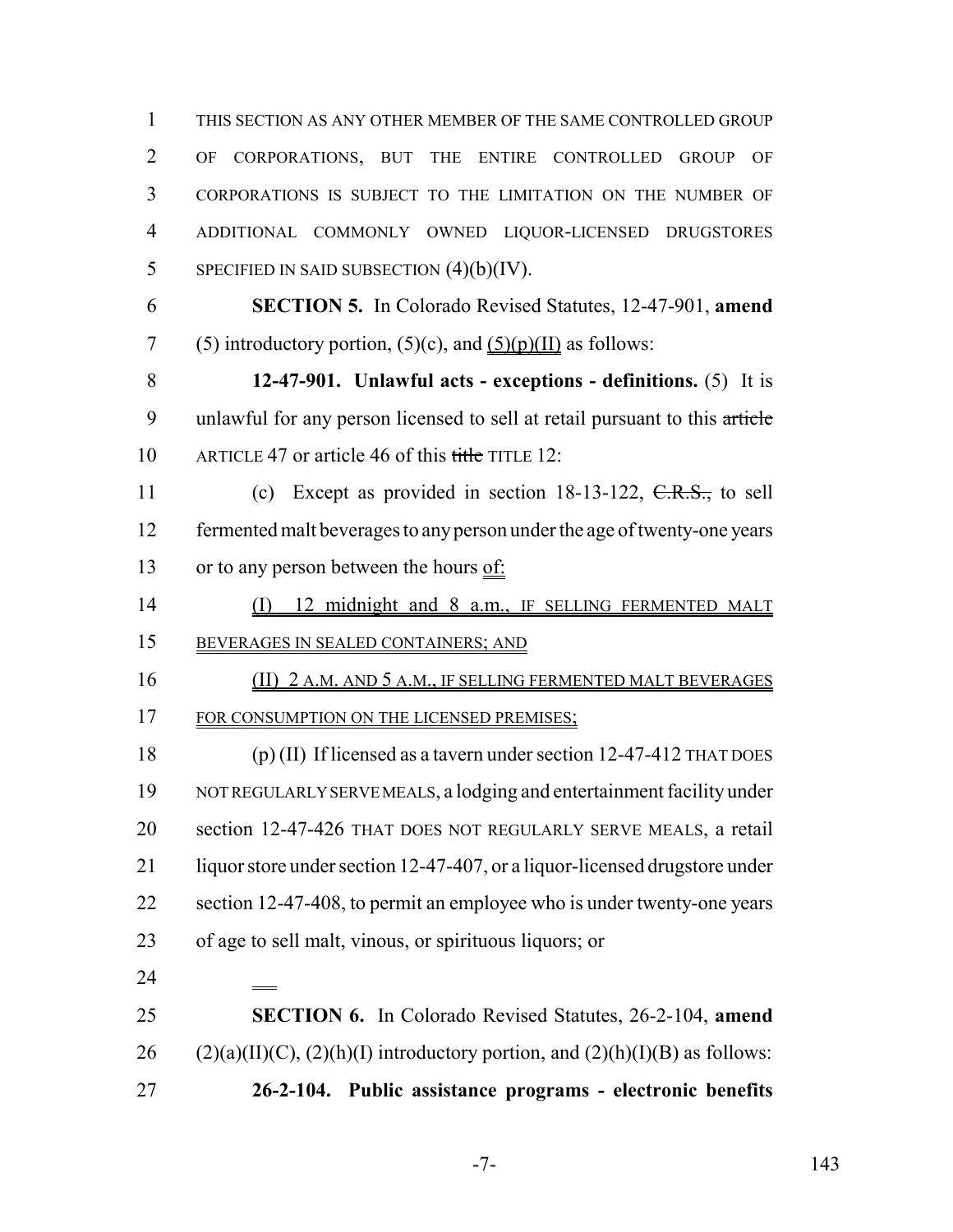THIS SECTION AS ANY OTHER MEMBER OF THE SAME CONTROLLED GROUP OF CORPORATIONS, BUT THE ENTIRE CONTROLLED GROUP OF CORPORATIONS IS SUBJECT TO THE LIMITATION ON THE NUMBER OF ADDITIONAL COMMONLY OWNED LIQUOR-LICENSED DRUGSTORES SPECIFIED IN SAID SUBSECTION (4)(b)(IV).

**SECTION 5.** In Colorado Revised Statutes, 12-47-901, **amend** (5) introductory portion, (5)(c), and (5)(p)(II) as follows:

**12-47-901. Unlawful acts - exceptions - definitions.** (5) It is unlawful for any person licensed to sell at retail pursuant to this ~~article~~ ARTICLE 47 or article 46 of this ~~title~~ TITLE 12:

(c) Except as provided in section 18-13-122, ~~C.R.S.,~~ to sell fermented malt beverages to any person under the age of twenty-one years or to any person between the hours of:

(I) 12 midnight and 8 a.m., IF SELLING FERMENTED MALT BEVERAGES IN SEALED CONTAINERS; AND

(II) 2 A.M. AND 5 A.M., IF SELLING FERMENTED MALT BEVERAGES FOR CONSUMPTION ON THE LICENSED PREMISES;

(p) (II) If licensed as a tavern under section 12-47-412 THAT DOES NOT REGULARLY SERVE MEALS, a lodging and entertainment facility under section 12-47-426 THAT DOES NOT REGULARLY SERVE MEALS, a retail liquor store under section 12-47-407, or a liquor-licensed drugstore under section 12-47-408, to permit an employee who is under twenty-one years of age to sell malt, vinous, or spirituous liquors; or

**SECTION 6.** In Colorado Revised Statutes, 26-2-104, **amend** (2)(a)(II)(C), (2)(h)(I) introductory portion, and (2)(h)(I)(B) as follows:

**26-2-104. Public assistance programs - electronic benefits**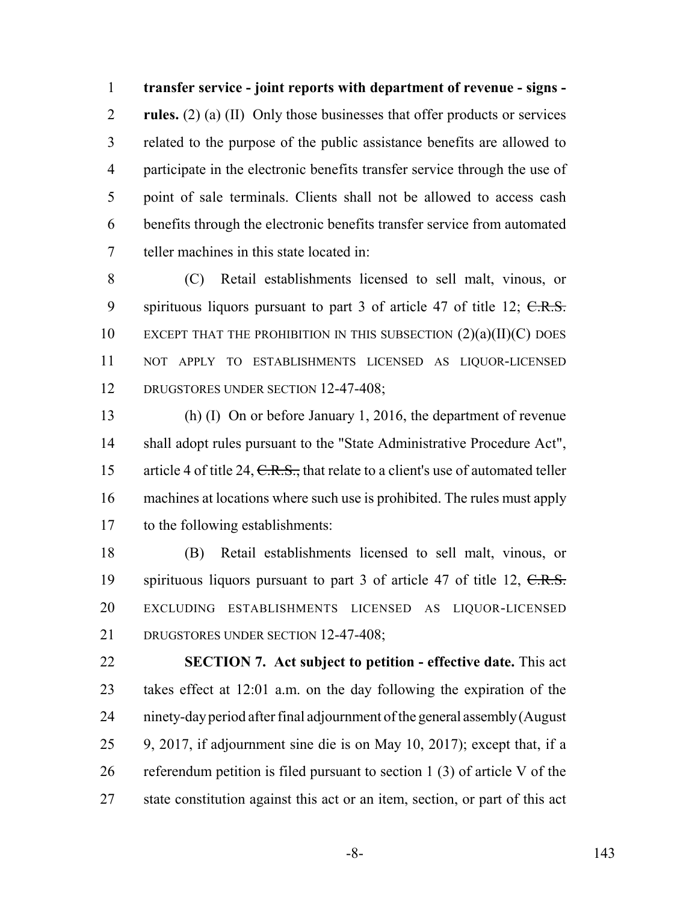**transfer service - joint reports with department of revenue - signs - rules.** (2) (a) (II) Only those businesses that offer products or services related to the purpose of the public assistance benefits are allowed to participate in the electronic benefits transfer service through the use of point of sale terminals. Clients shall not be allowed to access cash benefits through the electronic benefits transfer service from automated teller machines in this state located in:

(C) Retail establishments licensed to sell malt, vinous, or spirituous liquors pursuant to part 3 of article 47 of title 12; ~~C.R.S.~~ EXCEPT THAT THE PROHIBITION IN THIS SUBSECTION (2)(a)(II)(C) DOES NOT APPLY TO ESTABLISHMENTS LICENSED AS LIQUOR-LICENSED DRUGSTORES UNDER SECTION 12-47-408;

(h) (I) On or before January 1, 2016, the department of revenue shall adopt rules pursuant to the "State Administrative Procedure Act", article 4 of title 24, ~~C.R.S.,~~ that relate to a client's use of automated teller machines at locations where such use is prohibited. The rules must apply to the following establishments:

(B) Retail establishments licensed to sell malt, vinous, or spirituous liquors pursuant to part 3 of article 47 of title 12, ~~C.R.S.~~ EXCLUDING ESTABLISHMENTS LICENSED AS LIQUOR-LICENSED DRUGSTORES UNDER SECTION 12-47-408;

**SECTION 7. Act subject to petition - effective date.** This act takes effect at 12:01 a.m. on the day following the expiration of the ninety-day period after final adjournment of the general assembly (August 9, 2017, if adjournment sine die is on May 10, 2017); except that, if a referendum petition is filed pursuant to section 1 (3) of article V of the state constitution against this act or an item, section, or part of this act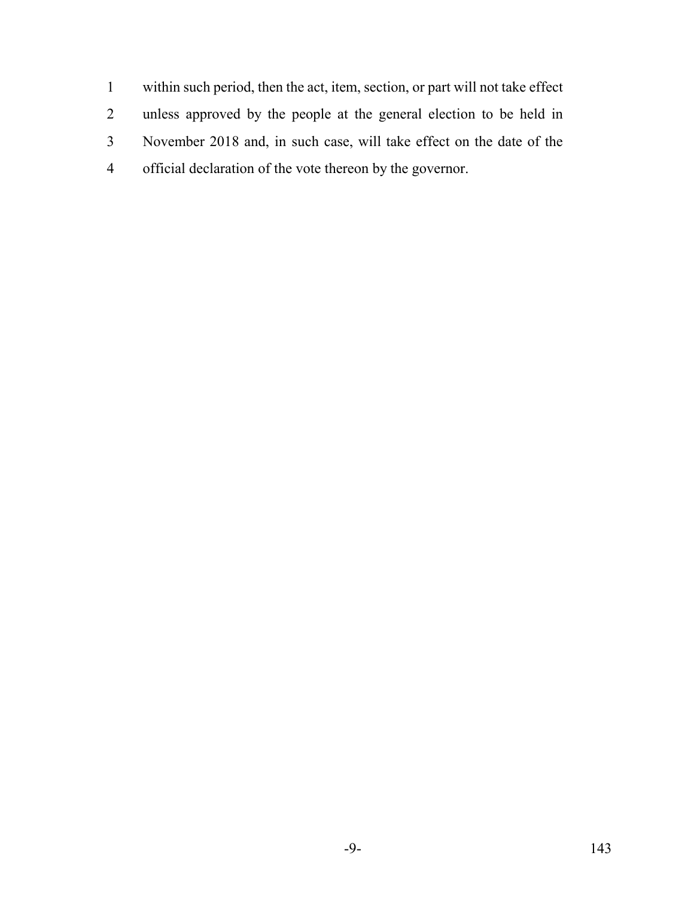within such period, then the act, item, section, or part will not take effect unless approved by the people at the general election to be held in November 2018 and, in such case, will take effect on the date of the official declaration of the vote thereon by the governor.